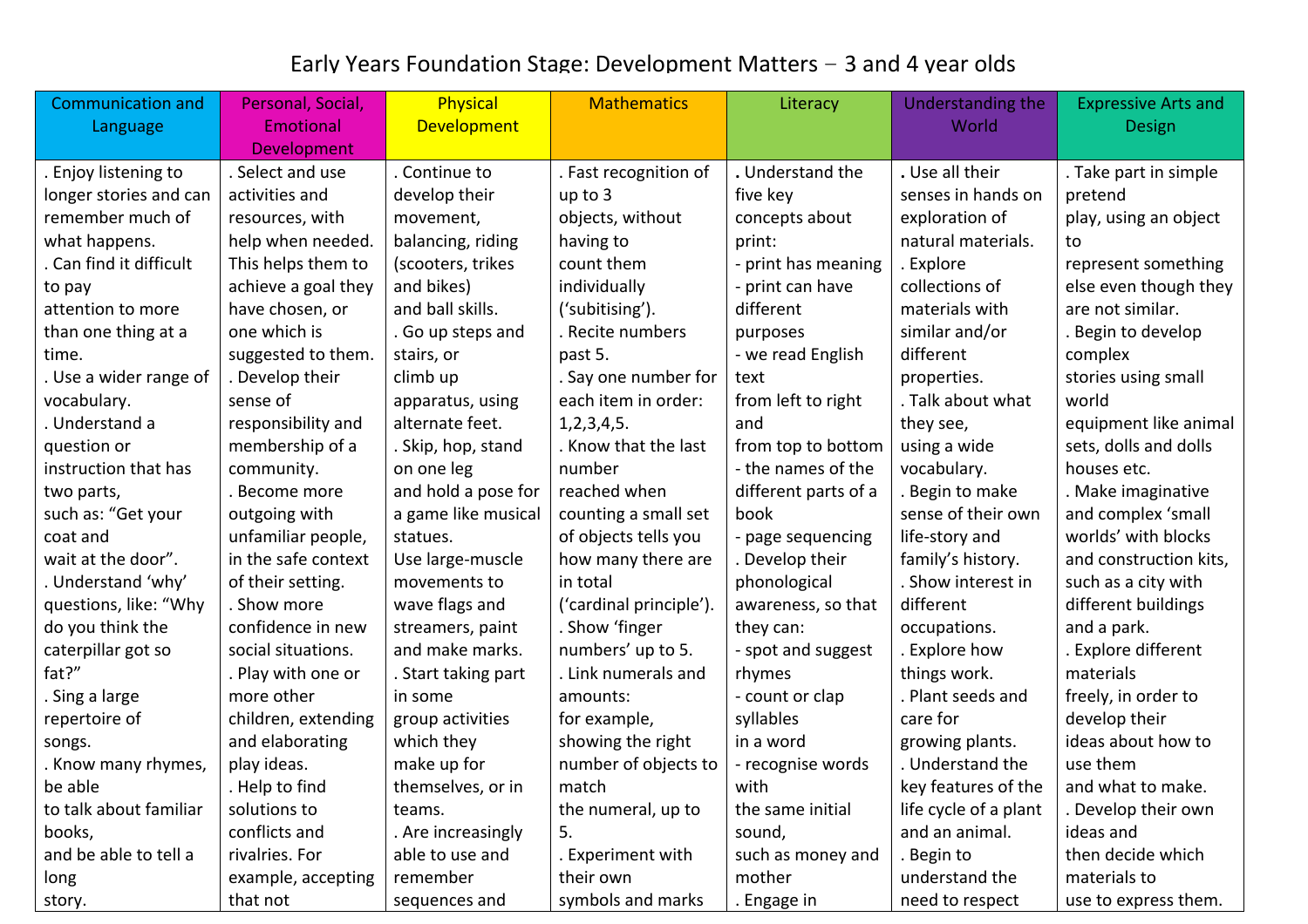# Early Years Foundation Stage: Development Matters – 3 and 4 year olds

| Communication and Language | Personal, Social, Emotional Development | Physical Development | Mathematics | Literacy | Understanding the World | Expressive Arts and Design |
|---|---|---|---|---|---|---|
| . Enjoy listening to longer stories and can remember much of what happens.<br>. Can find it difficult to pay attention to more than one thing at a time.<br>. Use a wider range of vocabulary.<br>. Understand a question or instruction that has two parts, such as: "Get your coat and wait at the door".<br>. Understand 'why' questions, like: "Why do you think the caterpillar got so fat?"<br>. Sing a large repertoire of songs.<br>. Know many rhymes, be able to talk about familiar books, and be able to tell a long story. | . Select and use activities and resources, with help when needed. This helps them to achieve a goal they have chosen, or one which is suggested to them.<br>. Develop their sense of responsibility and membership of a community.<br>. Become more outgoing with unfamiliar people, in the safe context of their setting.<br>. Show more confidence in new social situations.<br>. Play with one or more other children, extending and elaborating play ideas.<br>. Help to find solutions to conflicts and rivalries. For example, accepting that not | . Continue to develop their movement, balancing, riding (scooters, trikes and bikes) and ball skills.<br>. Go up steps and stairs, or climb up apparatus, using alternate feet.<br>. Skip, hop, stand on one leg and hold a pose for a game like musical statues.<br>Use large-muscle movements to wave flags and streamers, paint and make marks.<br>. Start taking part in some group activities which they make up for themselves, or in teams.<br>. Are increasingly able to use and remember sequences and | . Fast recognition of up to 3 objects, without having to count them individually ('subitising').<br>. Recite numbers past 5.<br>. Say one number for each item in order: 1,2,3,4,5.<br>. Know that the last number reached when counting a small set of objects tells you how many there are in total ('cardinal principle').<br>. Show 'finger numbers' up to 5.<br>. Link numerals and amounts: for example, showing the right number of objects to match the numeral, up to 5.<br>. Experiment with their own symbols and marks | **.** Understand the five key concepts about print:<br>- print has meaning<br>- print can have different purposes<br>- we read English text from left to right and from top to bottom<br>- the names of the different parts of a book<br>- page sequencing<br>. Develop their phonological awareness, so that they can:<br>- spot and suggest rhymes<br>- count or clap syllables in a word<br>- recognise words with the same initial sound, such as money and mother<br>. Engage in | **.** Use all their senses in hands on exploration of natural materials.<br>. Explore collections of materials with similar and/or different properties.<br>. Talk about what they see, using a wide vocabulary.<br>. Begin to make sense of their own life-story and family's history.<br>. Show interest in different occupations.<br>. Explore how things work.<br>. Plant seeds and care for growing plants.<br>. Understand the key features of the life cycle of a plant and an animal.<br>. Begin to understand the need to respect | . Take part in simple pretend play, using an object to represent something else even though they are not similar.<br>. Begin to develop complex stories using small world equipment like animal sets, dolls and dolls houses etc.<br>. Make imaginative and complex 'small worlds' with blocks and construction kits, such as a city with different buildings and a park.<br>. Explore different materials freely, in order to develop their ideas about how to use them and what to make.<br>. Develop their own ideas and then decide which materials to use to express them. |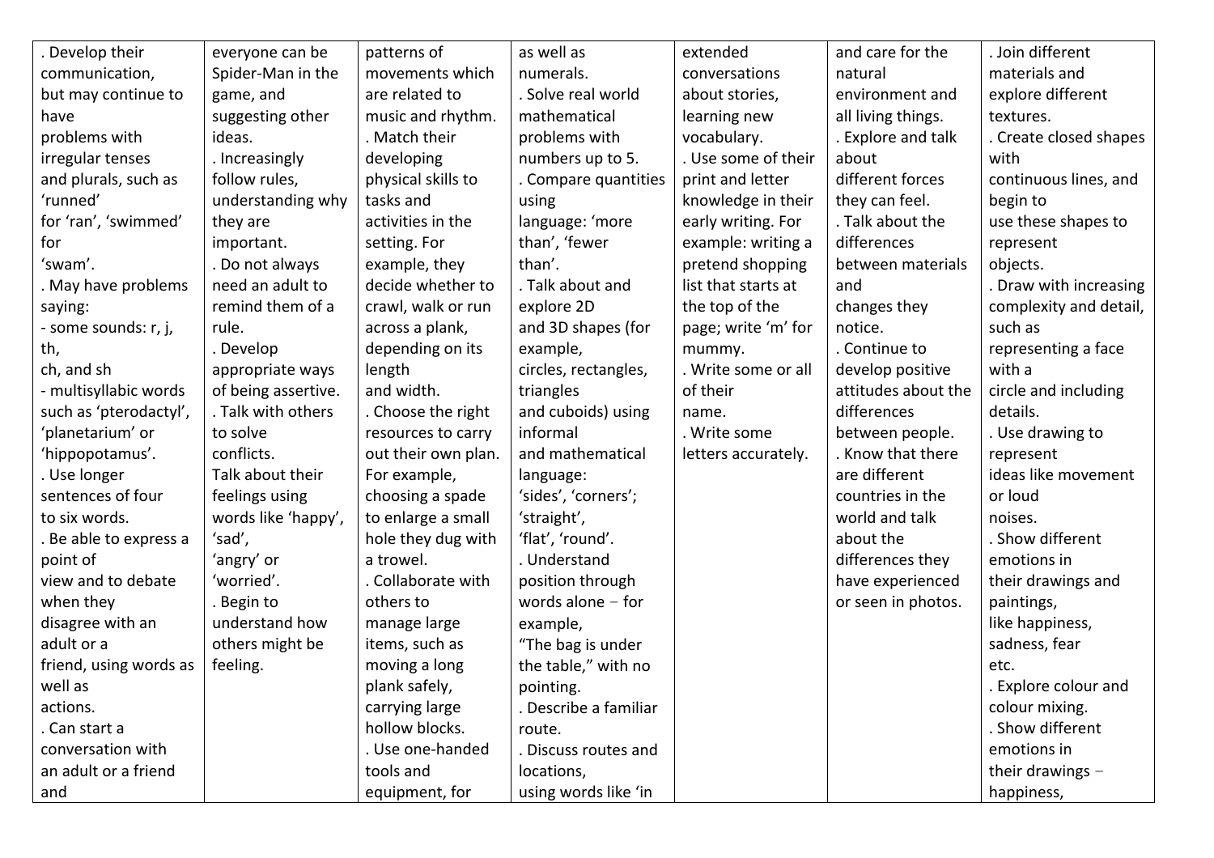| | | | | | | |
|---|---|---|---|---|---|---|
| . Develop their communication, but may continue to have problems with irregular tenses and plurals, such as 'runned' for 'ran', 'swimmed' for 'swam'.<br>. May have problems saying:<br>- some sounds: r, j, th, ch, and sh<br>- multisyllabic words such as 'pterodactyl', 'planetarium' or 'hippopotamus'.<br>. Use longer sentences of four to six words.<br>. Be able to express a point of view and to debate when they disagree with an adult or a friend, using words as well as actions.<br>. Can start a conversation with an adult or a friend and | everyone can be Spider-Man in the game, and suggesting other ideas.<br>. Increasingly follow rules, understanding why they are important.<br>. Do not always need an adult to remind them of a rule.<br>. Develop appropriate ways of being assertive.<br>. Talk with others to solve conflicts.<br>Talk about their feelings using words like 'happy', 'sad', 'angry' or 'worried'.<br>. Begin to understand how others might be feeling. | patterns of movements which are related to music and rhythm.<br>. Match their developing physical skills to tasks and activities in the setting. For example, they decide whether to crawl, walk or run across a plank, depending on its length and width.<br>. Choose the right resources to carry out their own plan. For example, choosing a spade to enlarge a small hole they dug with a trowel.<br>. Collaborate with others to manage large items, such as moving a long plank safely, carrying large hollow blocks.<br>. Use one-handed tools and equipment, for | as well as numerals.<br>. Solve real world mathematical problems with numbers up to 5.<br>. Compare quantities using language: 'more than', 'fewer than'.<br>. Talk about and explore 2D and 3D shapes (for example, circles, rectangles, triangles and cuboids) using informal and mathematical language: 'sides', 'corners'; 'straight', 'flat', 'round'.<br>. Understand position through words alone – for example, "The bag is under the table," with no pointing.<br>. Describe a familiar route.<br>. Discuss routes and locations, using words like 'in | extended conversations about stories, learning new vocabulary.<br>. Use some of their print and letter knowledge in their early writing. For example: writing a pretend shopping list that starts at the top of the page; write 'm' for mummy.<br>. Write some or all of their name.<br>. Write some letters accurately. | and care for the natural environment and all living things.<br>. Explore and talk about different forces they can feel.<br>. Talk about the differences between materials and changes they notice.<br>. Continue to develop positive attitudes about the differences between people.<br>. Know that there are different countries in the world and talk about the differences they have experienced or seen in photos. | . Join different materials and explore different textures.<br>. Create closed shapes with continuous lines, and begin to use these shapes to represent objects.<br>. Draw with increasing complexity and detail, such as representing a face with a circle and including details.<br>. Use drawing to represent ideas like movement or loud noises.<br>. Show different emotions in their drawings and paintings, like happiness, sadness, fear etc.<br>. Explore colour and colour mixing.<br>. Show different emotions in their drawings – happiness, |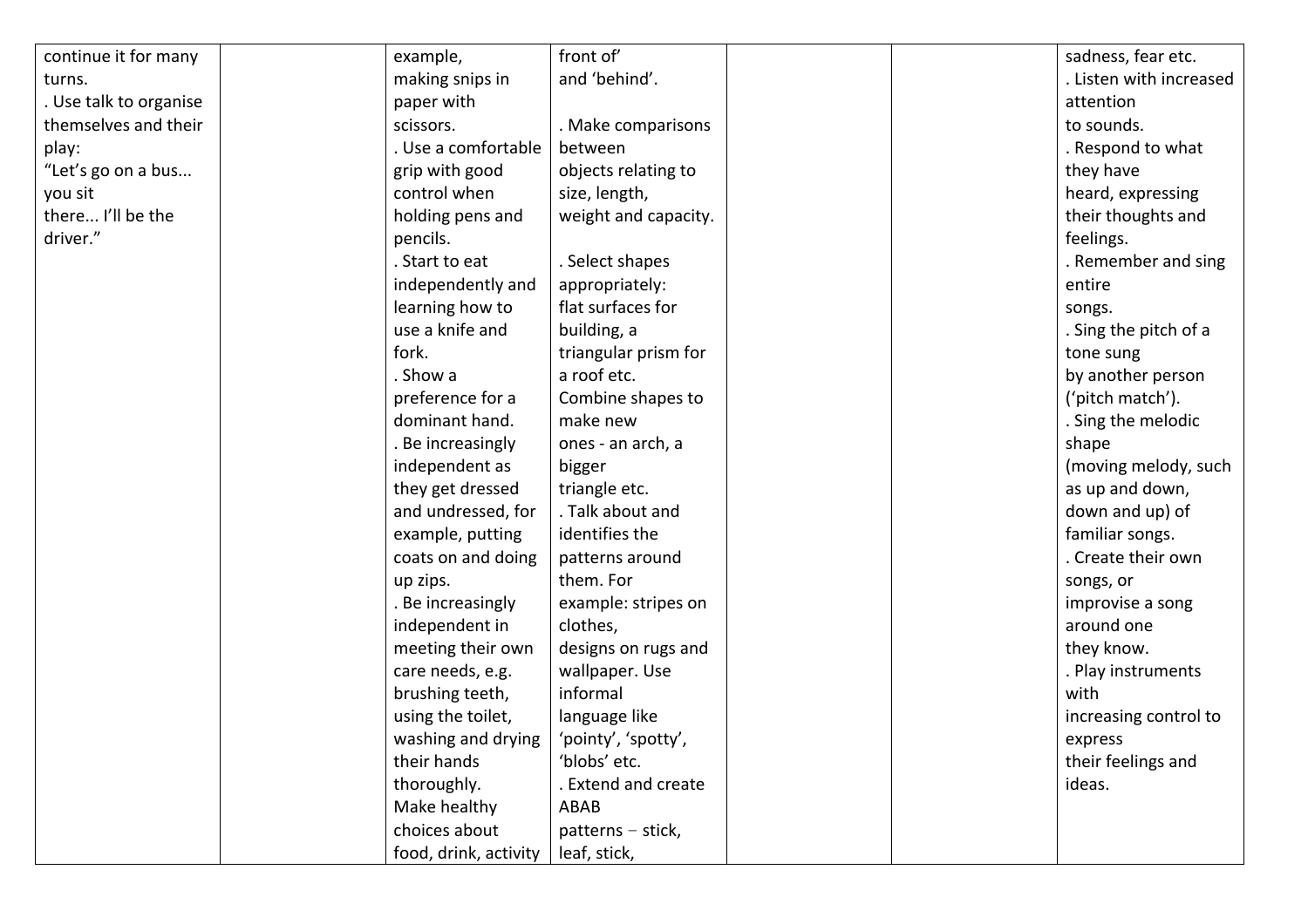| | | | | | | |
|---|---|---|---|---|---|---|
| continue it for many turns.<br>. Use talk to organise themselves and their play:<br>"Let's go on a bus... you sit there... I'll be the driver." | | example, making snips in paper with scissors.<br>. Use a comfortable grip with good control when holding pens and pencils.<br>. Start to eat independently and learning how to use a knife and fork.<br>. Show a preference for a dominant hand.<br>. Be increasingly independent as they get dressed and undressed, for example, putting coats on and doing up zips.<br>. Be increasingly independent in meeting their own care needs, e.g. brushing teeth, using the toilet, washing and drying their hands thoroughly.<br>Make healthy choices about food, drink, activity | front of' and 'behind'.<br><br>. Make comparisons between objects relating to size, length, weight and capacity.<br><br>. Select shapes appropriately: flat surfaces for building, a triangular prism for a roof etc. Combine shapes to make new ones - an arch, a bigger triangle etc.<br>. Talk about and identifies the patterns around them. For example: stripes on clothes, designs on rugs and wallpaper. Use informal language like 'pointy', 'spotty', 'blobs' etc.<br>. Extend and create ABAB patterns – stick, leaf, stick, | | | sadness, fear etc.<br>. Listen with increased attention to sounds.<br>. Respond to what they have heard, expressing their thoughts and feelings.<br>. Remember and sing entire songs.<br>. Sing the pitch of a tone sung by another person ('pitch match').<br>. Sing the melodic shape (moving melody, such as up and down, down and up) of familiar songs.<br>. Create their own songs, or improvise a song around one they know.<br>. Play instruments with increasing control to express their feelings and ideas. |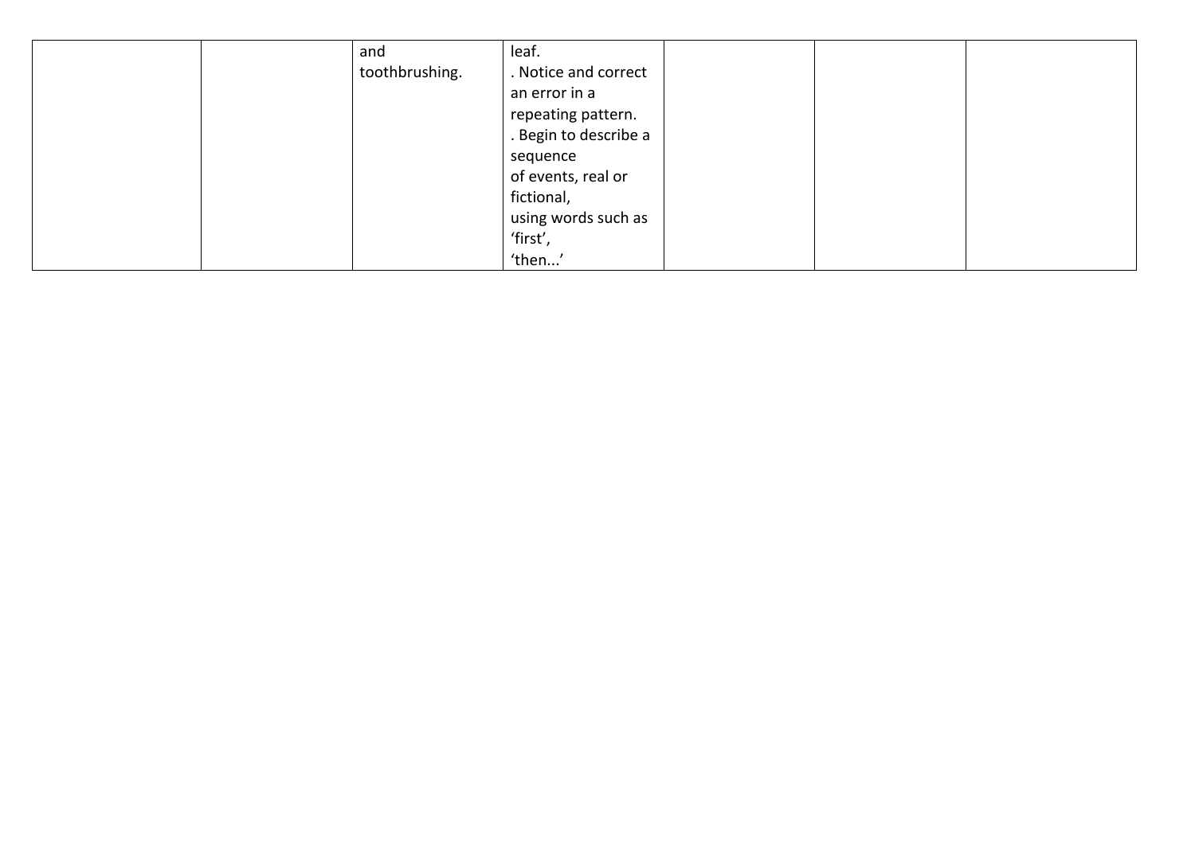| | | | | | | |
|---|---|---|---|---|---|---|
| | | and toothbrushing. | leaf.<br>. Notice and correct an error in a repeating pattern.<br>. Begin to describe a sequence of events, real or fictional, using words such as 'first', 'then...' | | | |